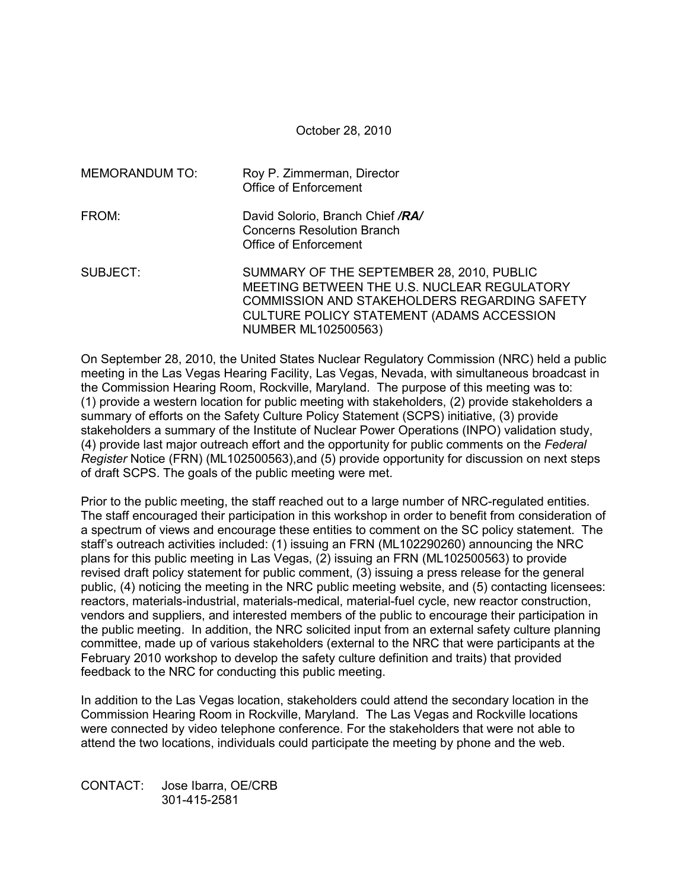October 28, 2010

MEMORANDUM TO: Roy P. Zimmerman, Director
Office of Enforcement

FROM: David Solorio, Branch Chief ***/RA/***
Concerns Resolution Branch
Office of Enforcement

SUBJECT: SUMMARY OF THE SEPTEMBER 28, 2010, PUBLIC MEETING BETWEEN THE U.S. NUCLEAR REGULATORY COMMISSION AND STAKEHOLDERS REGARDING SAFETY CULTURE POLICY STATEMENT (ADAMS ACCESSION NUMBER ML102500563)

On September 28, 2010, the United States Nuclear Regulatory Commission (NRC) held a public meeting in the Las Vegas Hearing Facility, Las Vegas, Nevada, with simultaneous broadcast in the Commission Hearing Room, Rockville, Maryland. The purpose of this meeting was to: (1) provide a western location for public meeting with stakeholders, (2) provide stakeholders a summary of efforts on the Safety Culture Policy Statement (SCPS) initiative, (3) provide stakeholders a summary of the Institute of Nuclear Power Operations (INPO) validation study, (4) provide last major outreach effort and the opportunity for public comments on the *Federal Register* Notice (FRN) (ML102500563),and (5) provide opportunity for discussion on next steps of draft SCPS. The goals of the public meeting were met.

Prior to the public meeting, the staff reached out to a large number of NRC-regulated entities. The staff encouraged their participation in this workshop in order to benefit from consideration of a spectrum of views and encourage these entities to comment on the SC policy statement. The staff's outreach activities included: (1) issuing an FRN (ML102290260) announcing the NRC plans for this public meeting in Las Vegas, (2) issuing an FRN (ML102500563) to provide revised draft policy statement for public comment, (3) issuing a press release for the general public, (4) noticing the meeting in the NRC public meeting website, and (5) contacting licensees: reactors, materials-industrial, materials-medical, material-fuel cycle, new reactor construction, vendors and suppliers, and interested members of the public to encourage their participation in the public meeting. In addition, the NRC solicited input from an external safety culture planning committee, made up of various stakeholders (external to the NRC that were participants at the February 2010 workshop to develop the safety culture definition and traits) that provided feedback to the NRC for conducting this public meeting.

In addition to the Las Vegas location, stakeholders could attend the secondary location in the Commission Hearing Room in Rockville, Maryland. The Las Vegas and Rockville locations were connected by video telephone conference. For the stakeholders that were not able to attend the two locations, individuals could participate the meeting by phone and the web.

CONTACT: Jose Ibarra, OE/CRB
301-415-2581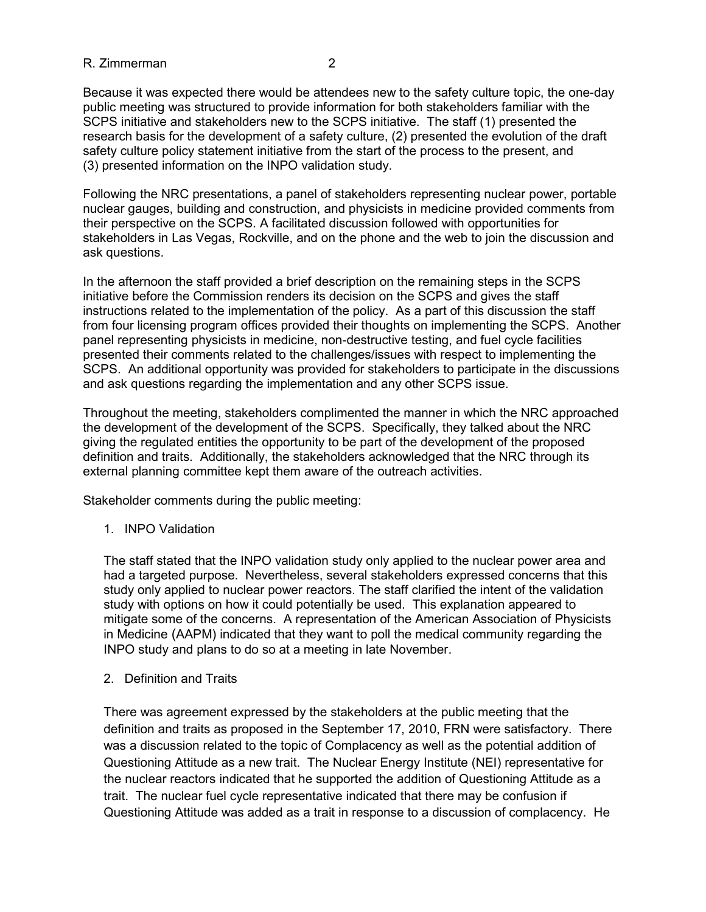Because it was expected there would be attendees new to the safety culture topic, the one-day public meeting was structured to provide information for both stakeholders familiar with the SCPS initiative and stakeholders new to the SCPS initiative. The staff (1) presented the research basis for the development of a safety culture, (2) presented the evolution of the draft safety culture policy statement initiative from the start of the process to the present, and (3) presented information on the INPO validation study.

Following the NRC presentations, a panel of stakeholders representing nuclear power, portable nuclear gauges, building and construction, and physicists in medicine provided comments from their perspective on the SCPS. A facilitated discussion followed with opportunities for stakeholders in Las Vegas, Rockville, and on the phone and the web to join the discussion and ask questions.

In the afternoon the staff provided a brief description on the remaining steps in the SCPS initiative before the Commission renders its decision on the SCPS and gives the staff instructions related to the implementation of the policy. As a part of this discussion the staff from four licensing program offices provided their thoughts on implementing the SCPS. Another panel representing physicists in medicine, non-destructive testing, and fuel cycle facilities presented their comments related to the challenges/issues with respect to implementing the SCPS. An additional opportunity was provided for stakeholders to participate in the discussions and ask questions regarding the implementation and any other SCPS issue.

Throughout the meeting, stakeholders complimented the manner in which the NRC approached the development of the development of the SCPS. Specifically, they talked about the NRC giving the regulated entities the opportunity to be part of the development of the proposed definition and traits. Additionally, the stakeholders acknowledged that the NRC through its external planning committee kept them aware of the outreach activities.

Stakeholder comments during the public meeting:

1. INPO Validation

   The staff stated that the INPO validation study only applied to the nuclear power area and had a targeted purpose. Nevertheless, several stakeholders expressed concerns that this study only applied to nuclear power reactors. The staff clarified the intent of the validation study with options on how it could potentially be used. This explanation appeared to mitigate some of the concerns. A representation of the American Association of Physicists in Medicine (AAPM) indicated that they want to poll the medical community regarding the INPO study and plans to do so at a meeting in late November.

2. Definition and Traits

   There was agreement expressed by the stakeholders at the public meeting that the definition and traits as proposed in the September 17, 2010, FRN were satisfactory. There was a discussion related to the topic of Complacency as well as the potential addition of Questioning Attitude as a new trait. The Nuclear Energy Institute (NEI) representative for the nuclear reactors indicated that he supported the addition of Questioning Attitude as a trait. The nuclear fuel cycle representative indicated that there may be confusion if Questioning Attitude was added as a trait in response to a discussion of complacency. He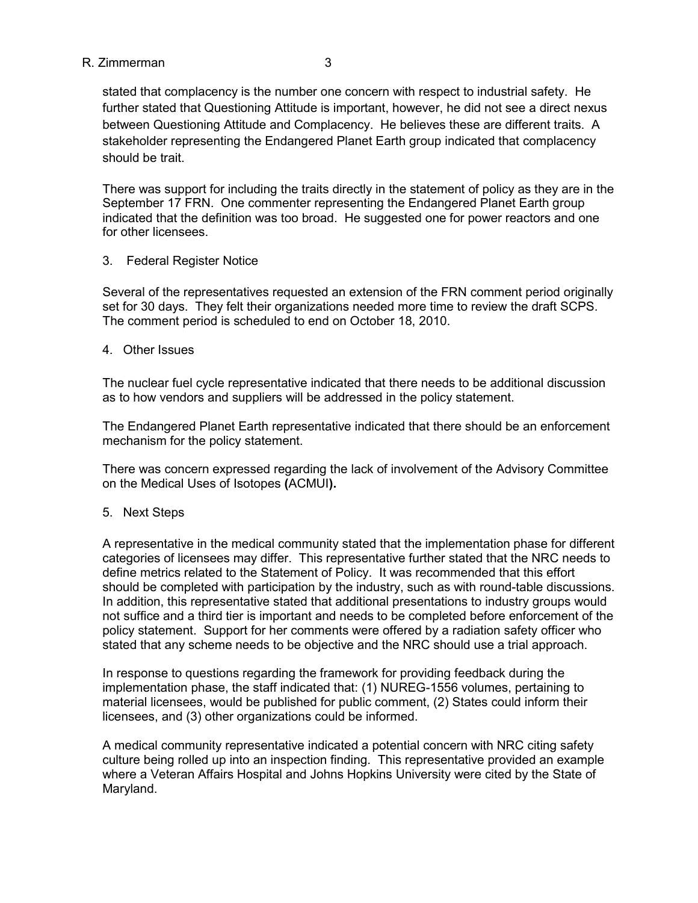stated that complacency is the number one concern with respect to industrial safety. He further stated that Questioning Attitude is important, however, he did not see a direct nexus between Questioning Attitude and Complacency. He believes these are different traits. A stakeholder representing the Endangered Planet Earth group indicated that complacency should be trait.

There was support for including the traits directly in the statement of policy as they are in the September 17 FRN. One commenter representing the Endangered Planet Earth group indicated that the definition was too broad. He suggested one for power reactors and one for other licensees.

3. Federal Register Notice

Several of the representatives requested an extension of the FRN comment period originally set for 30 days. They felt their organizations needed more time to review the draft SCPS. The comment period is scheduled to end on October 18, 2010.

4. Other Issues

The nuclear fuel cycle representative indicated that there needs to be additional discussion as to how vendors and suppliers will be addressed in the policy statement.

The Endangered Planet Earth representative indicated that there should be an enforcement mechanism for the policy statement.

There was concern expressed regarding the lack of involvement of the Advisory Committee on the Medical Uses of Isotopes **(**ACMUI**).**

5. Next Steps

A representative in the medical community stated that the implementation phase for different categories of licensees may differ. This representative further stated that the NRC needs to define metrics related to the Statement of Policy. It was recommended that this effort should be completed with participation by the industry, such as with round-table discussions. In addition, this representative stated that additional presentations to industry groups would not suffice and a third tier is important and needs to be completed before enforcement of the policy statement. Support for her comments were offered by a radiation safety officer who stated that any scheme needs to be objective and the NRC should use a trial approach.

In response to questions regarding the framework for providing feedback during the implementation phase, the staff indicated that: (1) NUREG-1556 volumes, pertaining to material licensees, would be published for public comment, (2) States could inform their licensees, and (3) other organizations could be informed.

A medical community representative indicated a potential concern with NRC citing safety culture being rolled up into an inspection finding. This representative provided an example where a Veteran Affairs Hospital and Johns Hopkins University were cited by the State of Maryland.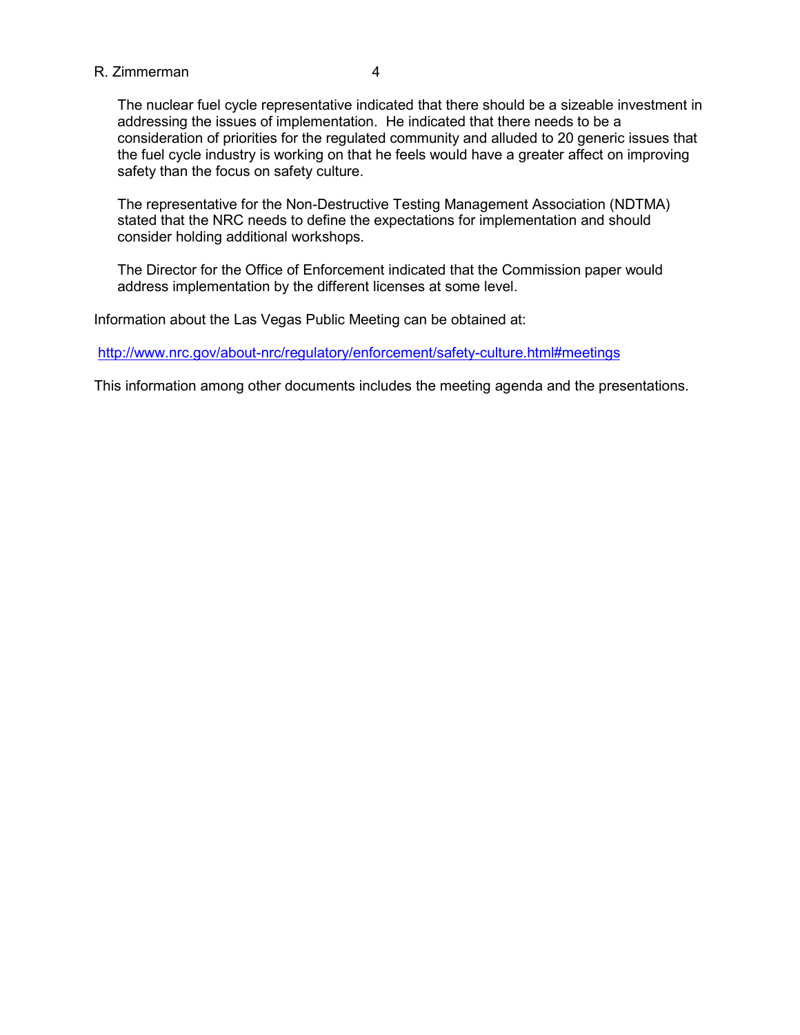The nuclear fuel cycle representative indicated that there should be a sizeable investment in addressing the issues of implementation. He indicated that there needs to be a consideration of priorities for the regulated community and alluded to 20 generic issues that the fuel cycle industry is working on that he feels would have a greater affect on improving safety than the focus on safety culture.

The representative for the Non-Destructive Testing Management Association (NDTMA) stated that the NRC needs to define the expectations for implementation and should consider holding additional workshops.

The Director for the Office of Enforcement indicated that the Commission paper would address implementation by the different licenses at some level.

Information about the Las Vegas Public Meeting can be obtained at:

http://www.nrc.gov/about-nrc/regulatory/enforcement/safety-culture.html#meetings

This information among other documents includes the meeting agenda and the presentations.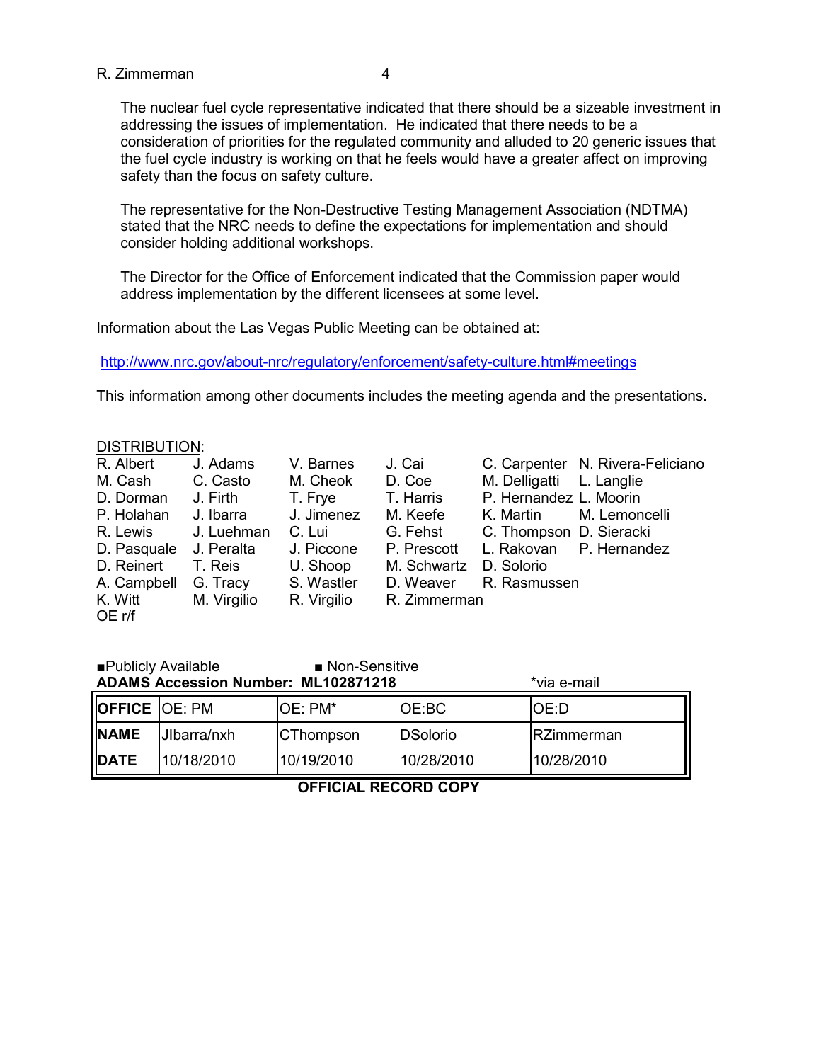The nuclear fuel cycle representative indicated that there should be a sizeable investment in addressing the issues of implementation. He indicated that there needs to be a consideration of priorities for the regulated community and alluded to 20 generic issues that the fuel cycle industry is working on that he feels would have a greater affect on improving safety than the focus on safety culture.

The representative for the Non-Destructive Testing Management Association (NDTMA) stated that the NRC needs to define the expectations for implementation and should consider holding additional workshops.

The Director for the Office of Enforcement indicated that the Commission paper would address implementation by the different licensees at some level.

Information about the Las Vegas Public Meeting can be obtained at:

http://www.nrc.gov/about-nrc/regulatory/enforcement/safety-culture.html#meetings

This information among other documents includes the meeting agenda and the presentations.

DISTRIBUTION:

| | | | | | |
|---|---|---|---|---|---|
| R. Albert | J. Adams | V. Barnes | J. Cai | C. Carpenter | N. Rivera-Feliciano |
| M. Cash | C. Casto | M. Cheok | D. Coe | M. Delligatti | L. Langlie |
| D. Dorman | J. Firth | T. Frye | T. Harris | P. Hernandez | L. Moorin |
| P. Holahan | J. Ibarra | J. Jimenez | M. Keefe | K. Martin | M. Lemoncelli |
| R. Lewis | J. Luehman | C. Lui | G. Fehst | C. Thompson | D. Sieracki |
| D. Pasquale | J. Peralta | J. Piccone | P. Prescott | L. Rakovan | P. Hernandez |
| D. Reinert | T. Reis | U. Shoop | M. Schwartz | D. Solorio | |
| A. Campbell | G. Tracy | S. Wastler | D. Weaver | R. Rasmussen | |
| K. Witt | M. Virgilio | R. Virgilio | R. Zimmerman | | |
| OE r/f | | | | | |

■Publicly Available ■ Non-Sensitive

**ADAMS Accession Number: ML102871218** *via e-mail

| **OFFICE** | OE: PM | OE: PM* | OE:BC | OE:D |
|---|---|---|---|---|
| **NAME** | JIbarra/nxh | CThompson | DSolorio | RZimmerman |
| **DATE** | 10/18/2010 | 10/19/2010 | 10/28/2010 | 10/28/2010 |

**OFFICIAL RECORD COPY**